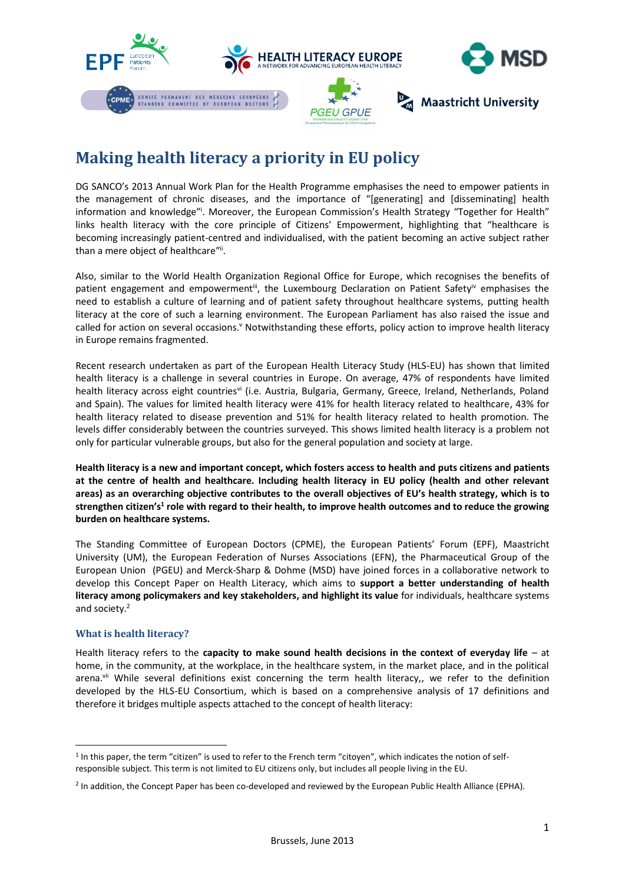# Making health literacy a priority in EU policy

DG SANCO's 2013 Annual Work Plan for the Health Programme emphasises the need to empower patients in the management of chronic diseases, and the importance of "[generating] and [disseminating] health information and knowledge"[i]. Moreover, the European Commission's Health Strategy "Together for Health" links health literacy with the core principle of Citizens' Empowerment, highlighting that "healthcare is becoming increasingly patient-centred and individualised, with the patient becoming an active subject rather than a mere object of healthcare"[ii].

Also, similar to the World Health Organization Regional Office for Europe, which recognises the benefits of patient engagement and empowerment[iii], the Luxembourg Declaration on Patient Safety[iv] emphasises the need to establish a culture of learning and of patient safety throughout healthcare systems, putting health literacy at the core of such a learning environment. The European Parliament has also raised the issue and called for action on several occasions.[v] Notwithstanding these efforts, policy action to improve health literacy in Europe remains fragmented.

Recent research undertaken as part of the European Health Literacy Study (HLS-EU) has shown that limited health literacy is a challenge in several countries in Europe. On average, 47% of respondents have limited health literacy across eight countries[vi] (i.e. Austria, Bulgaria, Germany, Greece, Ireland, Netherlands, Poland and Spain). The values for limited health literacy were 41% for health literacy related to healthcare, 43% for health literacy related to disease prevention and 51% for health literacy related to health promotion. The levels differ considerably between the countries surveyed. This shows limited health literacy is a problem not only for particular vulnerable groups, but also for the general population and society at large.

**Health literacy is a new and important concept, which fosters access to health and puts citizens and patients at the centre of health and healthcare. Including health literacy in EU policy (health and other relevant areas) as an overarching objective contributes to the overall objectives of EU's health strategy, which is to strengthen citizen's[1] role with regard to their health, to improve health outcomes and to reduce the growing burden on healthcare systems.**

The Standing Committee of European Doctors (CPME), the European Patients' Forum (EPF), Maastricht University (UM), the European Federation of Nurses Associations (EFN), the Pharmaceutical Group of the European Union (PGEU) and Merck-Sharp & Dohme (MSD) have joined forces in a collaborative network to develop this Concept Paper on Health Literacy, which aims to **support a better understanding of health literacy among policymakers and key stakeholders, and highlight its value** for individuals, healthcare systems and society.[2]

## What is health literacy?

Health literacy refers to the **capacity to make sound health decisions in the context of everyday life** – at home, in the community, at the workplace, in the healthcare system, in the market place, and in the political arena.[vii] While several definitions exist concerning the term health literacy,, we refer to the definition developed by the HLS-EU Consortium, which is based on a comprehensive analysis of 17 definitions and therefore it bridges multiple aspects attached to the concept of health literacy:

---

[1] In this paper, the term "citizen" is used to refer to the French term "citoyen", which indicates the notion of self-responsible subject. This term is not limited to EU citizens only, but includes all people living in the EU.

[2] In addition, the Concept Paper has been co-developed and reviewed by the European Public Health Alliance (EPHA).

Brussels, June 2013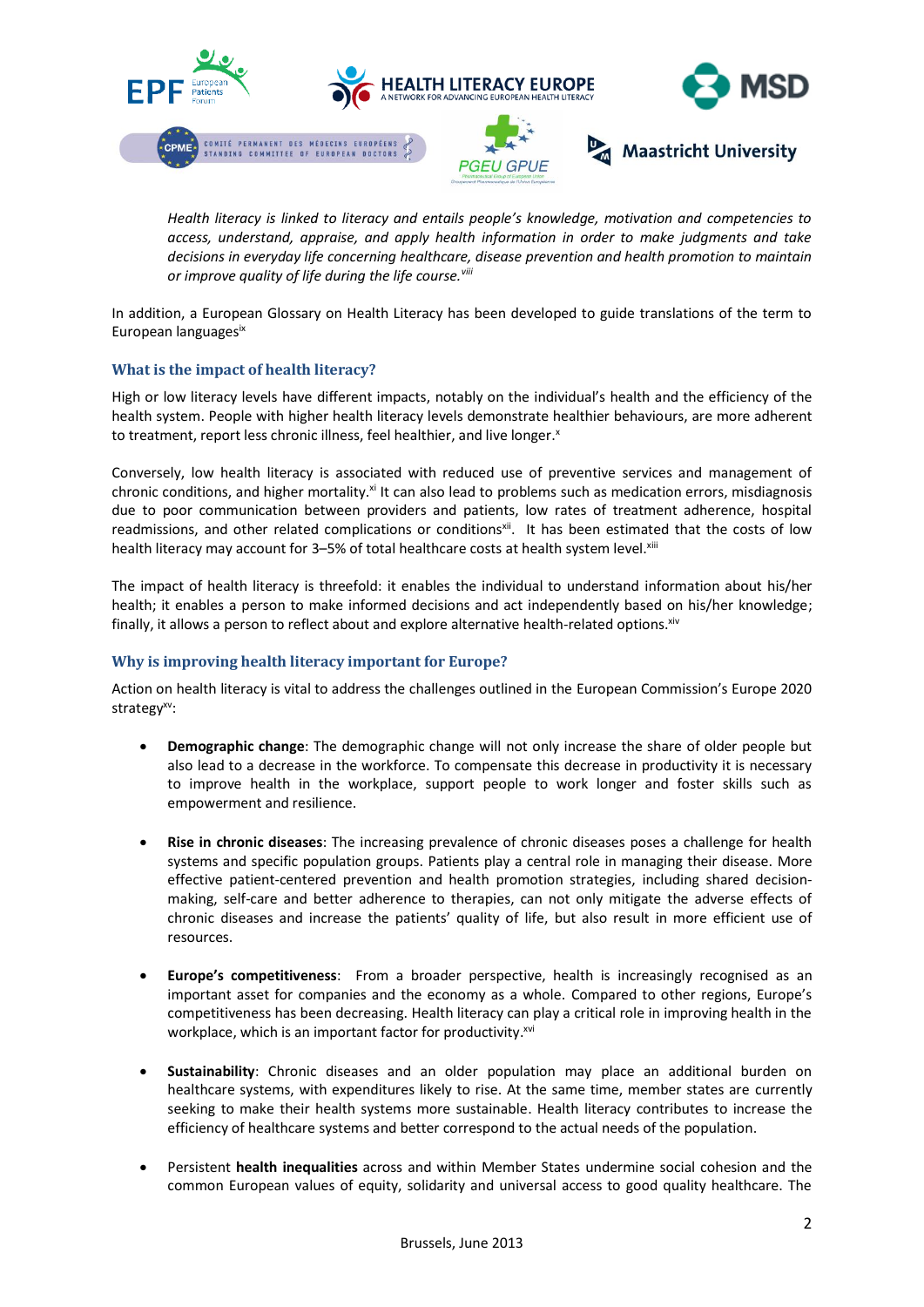*Health literacy is linked to literacy and entails people's knowledge, motivation and competencies to access, understand, appraise, and apply health information in order to make judgments and take decisions in everyday life concerning healthcare, disease prevention and health promotion to maintain or improve quality of life during the life course.*[viii]

In addition, a European Glossary on Health Literacy has been developed to guide translations of the term to European languages[ix]

### What is the impact of health literacy?

High or low literacy levels have different impacts, notably on the individual's health and the efficiency of the health system. People with higher health literacy levels demonstrate healthier behaviours, are more adherent to treatment, report less chronic illness, feel healthier, and live longer.[x]

Conversely, low health literacy is associated with reduced use of preventive services and management of chronic conditions, and higher mortality.[xi] It can also lead to problems such as medication errors, misdiagnosis due to poor communication between providers and patients, low rates of treatment adherence, hospital readmissions, and other related complications or conditions[xii]. It has been estimated that the costs of low health literacy may account for 3–5% of total healthcare costs at health system level.[xiii]

The impact of health literacy is threefold: it enables the individual to understand information about his/her health; it enables a person to make informed decisions and act independently based on his/her knowledge; finally, it allows a person to reflect about and explore alternative health-related options.[xiv]

### Why is improving health literacy important for Europe?

Action on health literacy is vital to address the challenges outlined in the European Commission's Europe 2020 strategy[xv]:

- **Demographic change**: The demographic change will not only increase the share of older people but also lead to a decrease in the workforce. To compensate this decrease in productivity it is necessary to improve health in the workplace, support people to work longer and foster skills such as empowerment and resilience.

- **Rise in chronic diseases**: The increasing prevalence of chronic diseases poses a challenge for health systems and specific population groups. Patients play a central role in managing their disease. More effective patient-centered prevention and health promotion strategies, including shared decision-making, self-care and better adherence to therapies, can not only mitigate the adverse effects of chronic diseases and increase the patients' quality of life, but also result in more efficient use of resources.

- **Europe's competitiveness**: From a broader perspective, health is increasingly recognised as an important asset for companies and the economy as a whole. Compared to other regions, Europe's competitiveness has been decreasing. Health literacy can play a critical role in improving health in the workplace, which is an important factor for productivity.[xvi]

- **Sustainability**: Chronic diseases and an older population may place an additional burden on healthcare systems, with expenditures likely to rise. At the same time, member states are currently seeking to make their health systems more sustainable. Health literacy contributes to increase the efficiency of healthcare systems and better correspond to the actual needs of the population.

- Persistent **health inequalities** across and within Member States undermine social cohesion and the common European values of equity, solidarity and universal access to good quality healthcare. The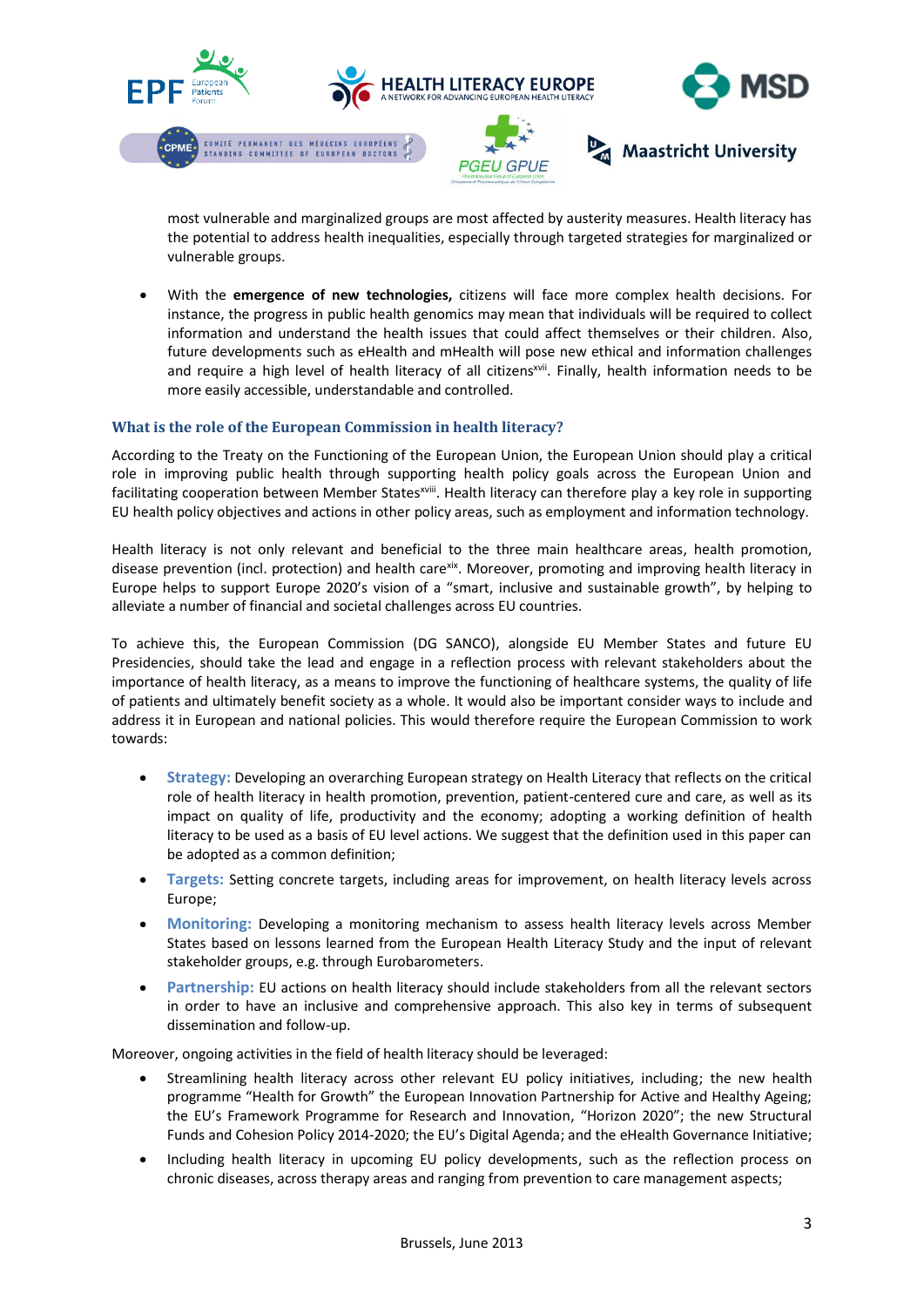most vulnerable and marginalized groups are most affected by austerity measures. Health literacy has the potential to address health inequalities, especially through targeted strategies for marginalized or vulnerable groups.

- With the **emergence of new technologies,** citizens will face more complex health decisions. For instance, the progress in public health genomics may mean that individuals will be required to collect information and understand the health issues that could affect themselves or their children. Also, future developments such as eHealth and mHealth will pose new ethical and information challenges and require a high level of health literacy of all citizens[xvii]. Finally, health information needs to be more easily accessible, understandable and controlled.

### What is the role of the European Commission in health literacy?

According to the Treaty on the Functioning of the European Union, the European Union should play a critical role in improving public health through supporting health policy goals across the European Union and facilitating cooperation between Member States[xviii]. Health literacy can therefore play a key role in supporting EU health policy objectives and actions in other policy areas, such as employment and information technology.

Health literacy is not only relevant and beneficial to the three main healthcare areas, health promotion, disease prevention (incl. protection) and health care[xix]. Moreover, promoting and improving health literacy in Europe helps to support Europe 2020's vision of a "smart, inclusive and sustainable growth", by helping to alleviate a number of financial and societal challenges across EU countries.

To achieve this, the European Commission (DG SANCO), alongside EU Member States and future EU Presidencies, should take the lead and engage in a reflection process with relevant stakeholders about the importance of health literacy, as a means to improve the functioning of healthcare systems, the quality of life of patients and ultimately benefit society as a whole. It would also be important consider ways to include and address it in European and national policies. This would therefore require the European Commission to work towards:

- **Strategy:** Developing an overarching European strategy on Health Literacy that reflects on the critical role of health literacy in health promotion, prevention, patient-centered cure and care, as well as its impact on quality of life, productivity and the economy; adopting a working definition of health literacy to be used as a basis of EU level actions. We suggest that the definition used in this paper can be adopted as a common definition;
- **Targets:** Setting concrete targets, including areas for improvement, on health literacy levels across Europe;
- **Monitoring:** Developing a monitoring mechanism to assess health literacy levels across Member States based on lessons learned from the European Health Literacy Study and the input of relevant stakeholder groups, e.g. through Eurobarometers.
- **Partnership:** EU actions on health literacy should include stakeholders from all the relevant sectors in order to have an inclusive and comprehensive approach. This also key in terms of subsequent dissemination and follow-up.

Moreover, ongoing activities in the field of health literacy should be leveraged:

- Streamlining health literacy across other relevant EU policy initiatives, including; the new health programme "Health for Growth" the European Innovation Partnership for Active and Healthy Ageing; the EU's Framework Programme for Research and Innovation, "Horizon 2020"; the new Structural Funds and Cohesion Policy 2014-2020; the EU's Digital Agenda; and the eHealth Governance Initiative;
- Including health literacy in upcoming EU policy developments, such as the reflection process on chronic diseases, across therapy areas and ranging from prevention to care management aspects;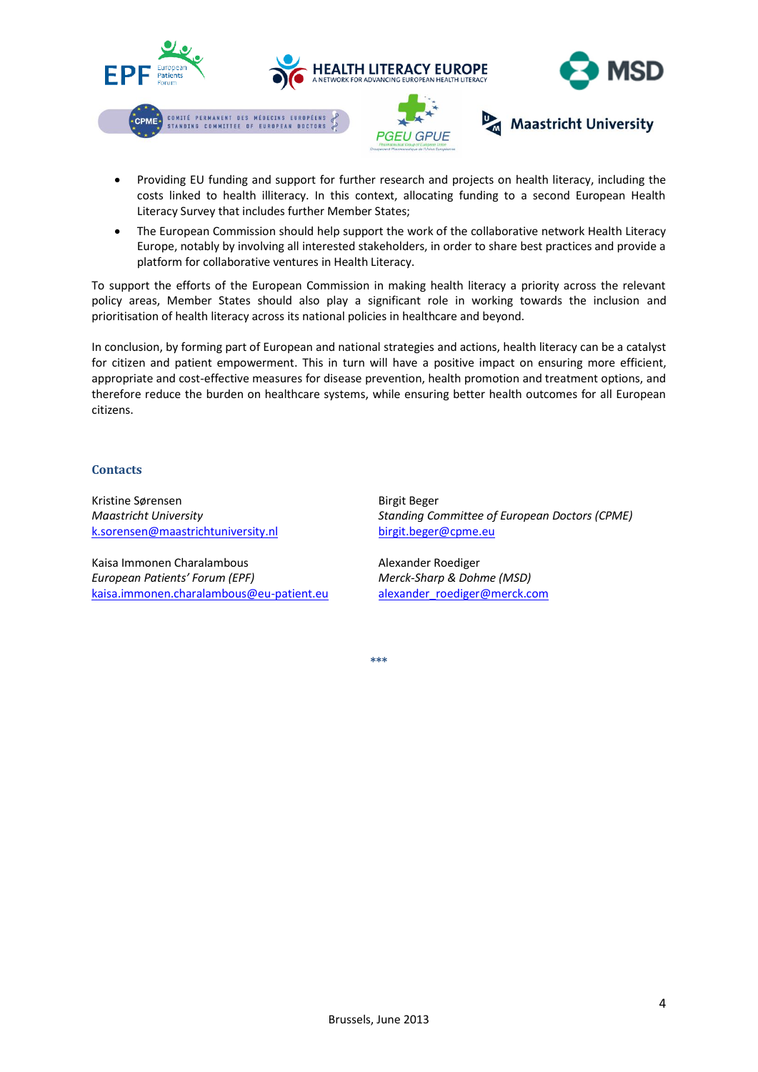- Providing EU funding and support for further research and projects on health literacy, including the costs linked to health illiteracy. In this context, allocating funding to a second European Health Literacy Survey that includes further Member States;
- The European Commission should help support the work of the collaborative network Health Literacy Europe, notably by involving all interested stakeholders, in order to share best practices and provide a platform for collaborative ventures in Health Literacy.

To support the efforts of the European Commission in making health literacy a priority across the relevant policy areas, Member States should also play a significant role in working towards the inclusion and prioritisation of health literacy across its national policies in healthcare and beyond.

In conclusion, by forming part of European and national strategies and actions, health literacy can be a catalyst for citizen and patient empowerment. This in turn will have a positive impact on ensuring more efficient, appropriate and cost-effective measures for disease prevention, health promotion and treatment options, and therefore reduce the burden on healthcare systems, while ensuring better health outcomes for all European citizens.

### Contacts

Kristine Sørensen
*Maastricht University*
k.sorensen@maastrichtuniversity.nl

Kaisa Immonen Charalambous
*European Patients' Forum (EPF)*
kaisa.immonen.charalambous@eu-patient.eu

Birgit Beger
*Standing Committee of European Doctors (CPME)*
birgit.beger@cpme.eu

Alexander Roediger
*Merck-Sharp & Dohme (MSD)*
alexander_roediger@merck.com

***

Brussels, June 2013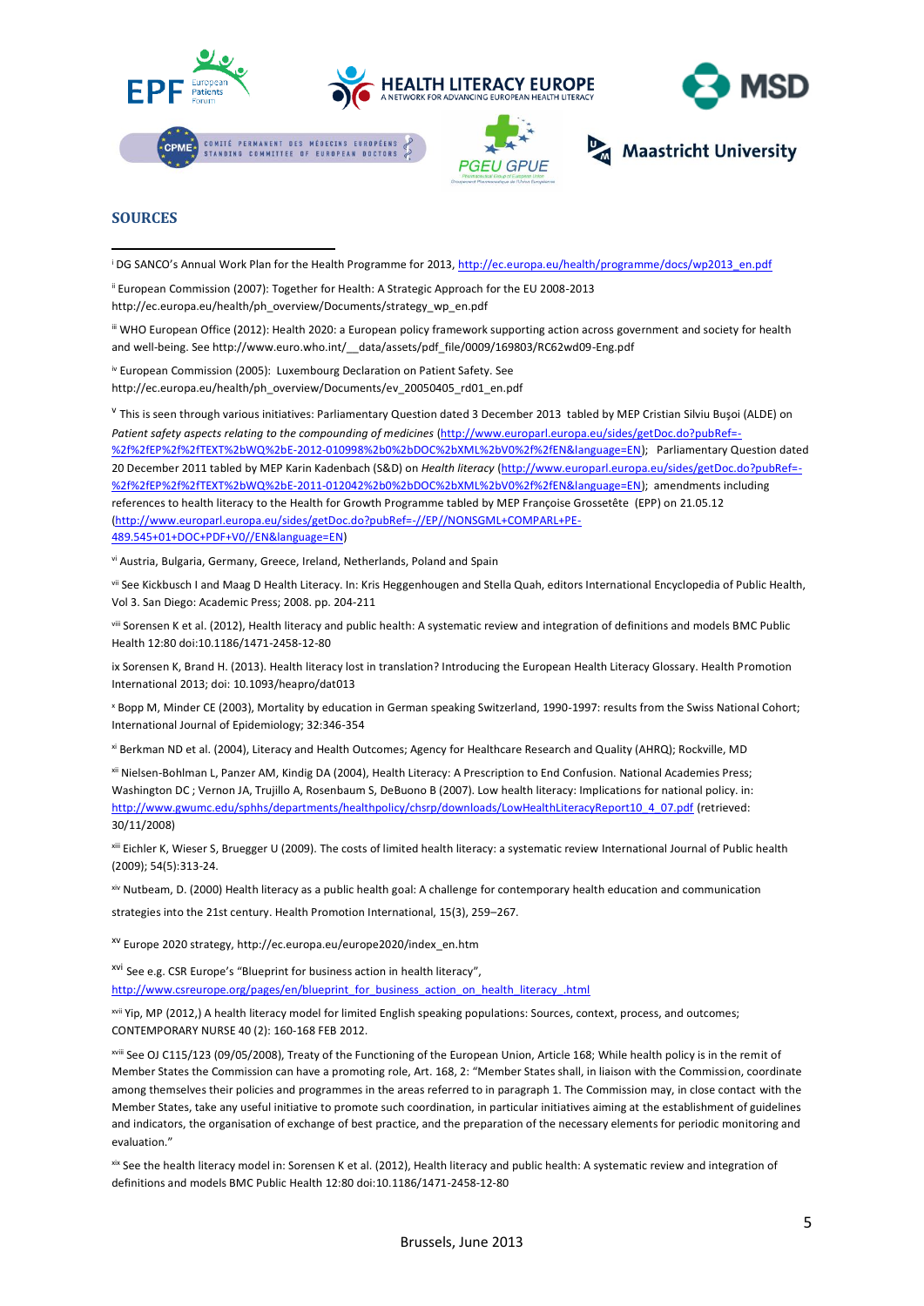## SOURCES

[i] DG SANCO's Annual Work Plan for the Health Programme for 2013, http://ec.europa.eu/health/programme/docs/wp2013_en.pdf

[ii] European Commission (2007): Together for Health: A Strategic Approach for the EU 2008-2013 http://ec.europa.eu/health/ph_overview/Documents/strategy_wp_en.pdf

[iii] WHO European Office (2012): Health 2020: a European policy framework supporting action across government and society for health and well-being. See http://www.euro.who.int/__data/assets/pdf_file/0009/169803/RC62wd09-Eng.pdf

[iv] European Commission (2005): Luxembourg Declaration on Patient Safety. See http://ec.europa.eu/health/ph_overview/Documents/ev_20050405_rd01_en.pdf

[v] This is seen through various initiatives: Parliamentary Question dated 3 December 2013 tabled by MEP Cristian Silviu Bușoi (ALDE) on *Patient safety aspects relating to the compounding of medicines* (http://www.europarl.europa.eu/sides/getDoc.do?pubRef=-%2f%2fEP%2f%2fTEXT%2bWQ%2bE-2012-010998%2b0%2bDOC%2bXML%2bV0%2f%2fEN&language=EN); Parliamentary Question dated 20 December 2011 tabled by MEP Karin Kadenbach (S&D) on *Health literacy* (http://www.europarl.europa.eu/sides/getDoc.do?pubRef=-%2f%2fEP%2f%2fTEXT%2bWQ%2bE-2011-012042%2b0%2bDOC%2bXML%2bV0%2f%2fEN&language=EN); amendments including references to health literacy to the Health for Growth Programme tabled by MEP Françoise Grossetête (EPP) on 21.05.12 (http://www.europarl.europa.eu/sides/getDoc.do?pubRef=-//EP//NONSGML+COMPARL+PE-489.545+01+DOC+PDF+V0//EN&language=EN)

[vi] Austria, Bulgaria, Germany, Greece, Ireland, Netherlands, Poland and Spain

[vii] See Kickbusch I and Maag D Health Literacy. In: Kris Heggenhougen and Stella Quah, editors International Encyclopedia of Public Health, Vol 3. San Diego: Academic Press; 2008. pp. 204-211

[viii] Sorensen K et al. (2012), Health literacy and public health: A systematic review and integration of definitions and models BMC Public Health 12:80 doi:10.1186/1471-2458-12-80

ix Sorensen K, Brand H. (2013). Health literacy lost in translation? Introducing the European Health Literacy Glossary. Health Promotion International 2013; doi: 10.1093/heapro/dat013

[x] Bopp M, Minder CE (2003), Mortality by education in German speaking Switzerland, 1990-1997: results from the Swiss National Cohort; International Journal of Epidemiology; 32:346-354

[xi] Berkman ND et al. (2004), Literacy and Health Outcomes; Agency for Healthcare Research and Quality (AHRQ); Rockville, MD

[xii] Nielsen-Bohlman L, Panzer AM, Kindig DA (2004), Health Literacy: A Prescription to End Confusion. National Academies Press; Washington DC ; Vernon JA, Trujillo A, Rosenbaum S, DeBuono B (2007). Low health literacy: Implications for national policy. in: http://www.gwumc.edu/sphhs/departments/healthpolicy/chsrp/downloads/LowHealthLiteracyReport10_4_07.pdf (retrieved: 30/11/2008)

[xiii] Eichler K, Wieser S, Bruegger U (2009). The costs of limited health literacy: a systematic review International Journal of Public health (2009); 54(5):313-24.

[xiv] Nutbeam, D. (2000) Health literacy as a public health goal: A challenge for contemporary health education and communication strategies into the 21st century. Health Promotion International, 15(3), 259–267.

[xv] Europe 2020 strategy, http://ec.europa.eu/europe2020/index_en.htm

[xvi] See e.g. CSR Europe's "Blueprint for business action in health literacy", http://www.csreurope.org/pages/en/blueprint_for_business_action_on_health_literacy_.html

[xvii] Yip, MP (2012,) A health literacy model for limited English speaking populations: Sources, context, process, and outcomes; CONTEMPORARY NURSE 40 (2): 160-168 FEB 2012.

[xviii] See OJ C115/123 (09/05/2008), Treaty of the Functioning of the European Union, Article 168; While health policy is in the remit of Member States the Commission can have a promoting role, Art. 168, 2: "Member States shall, in liaison with the Commission, coordinate among themselves their policies and programmes in the areas referred to in paragraph 1. The Commission may, in close contact with the Member States, take any useful initiative to promote such coordination, in particular initiatives aiming at the establishment of guidelines and indicators, the organisation of exchange of best practice, and the preparation of the necessary elements for periodic monitoring and evaluation."

[xix] See the health literacy model in: Sorensen K et al. (2012), Health literacy and public health: A systematic review and integration of definitions and models BMC Public Health 12:80 doi:10.1186/1471-2458-12-80

Brussels, June 2013